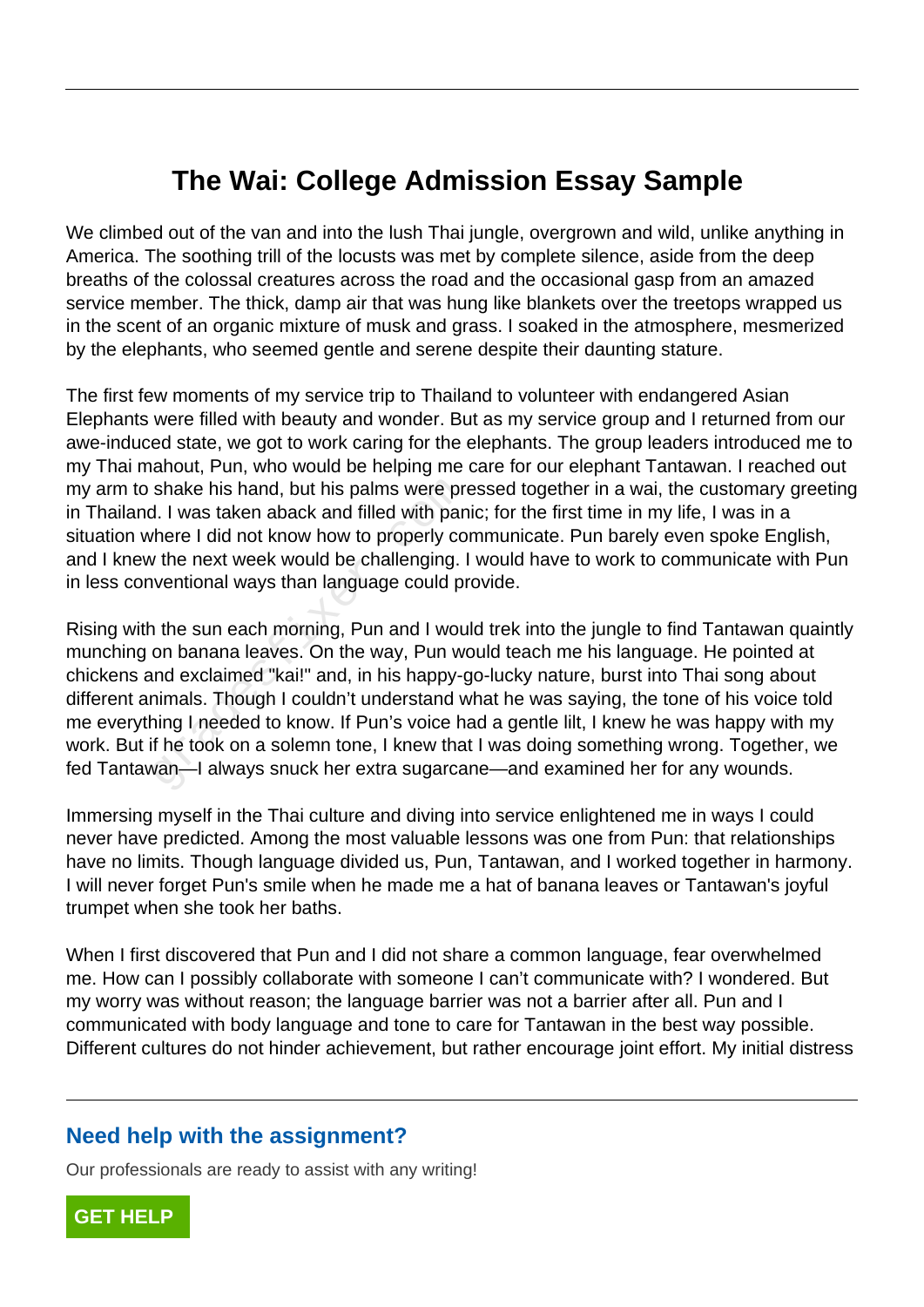# The Wai: College Admission Essay Sample

We climbed out of the van and into the lush Thai jungle, overgrown and wild, unlike anything in America. The soothing trill of the locusts was met by complete silence, aside from the deep breaths of the colossal creatures across the road and the occasional gasp from an amazed service member. The thick, damp air that was hung like blankets over the treetops wrapped us in the scent of an organic mixture of musk and grass. I soaked in the atmosphere, mesmerized by the elephants, who seemed gentle and serene despite their daunting stature.

The first few moments of my service trip to Thailand to volunteer with endangered Asian Elephants were filled with beauty and wonder. But as my service group and I returned from our awe-induced state, we got to work caring for the elephants. The group leaders introduced me to my Thai mahout, Pun, who would be helping me care for our elephant Tantawan. I reached out my arm to shake his hand, but his palms were pressed together in a wai, the customary greeting in Thailand. I was taken aback and filled with panic; for the first time in my life, I was in a situation where I did not know how to properly communicate. Pun barely even spoke English, and I knew the next week would be challenging. I would have to work to communicate with Pun in less conventional ways than language could provide.

Rising with the sun each morning, Pun and I would trek into the jungle to find Tantawan quaintly munching on banana leaves. On the way, Pun would teach me his language. He pointed at chickens and exclaimed "kai!" and, in his happy-go-lucky nature, burst into Thai song about different animals. Though I couldn't understand what he was saying, the tone of his voice told me everything I needed to know. If Pun's voice had a gentle lilt, I knew he was happy with my work. But if he took on a solemn tone, I knew that I was doing something wrong. Together, we fed Tantawan—I always snuck her extra sugarcane—and examined her for any wounds.

Immersing myself in the Thai culture and diving into service enlightened me in ways I could never have predicted. Among the most valuable lessons was one from Pun: that relationships have no limits. Though language divided us, Pun, Tantawan, and I worked together in harmony. I will never forget Pun's smile when he made me a hat of banana leaves or Tantawan's joyful trumpet when she took her baths.

When I first discovered that Pun and I did not share a common language, fear overwhelmed me. How can I possibly collaborate with someone I can't communicate with? I wondered. But my worry was without reason; the language barrier was not a barrier after all. Pun and I communicated with body language and tone to care for Tantawan in the best way possible. Different cultures do not hinder achievement, but rather encourage joint effort. My initial distress

## Need help with the assignment?

Our professionals are ready to assist with any writing!

**GET HELP**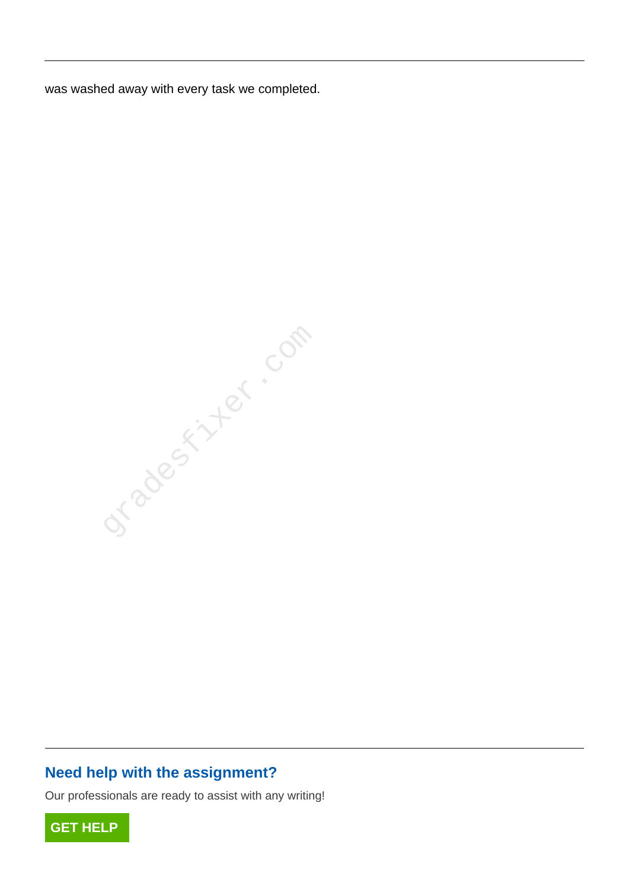was washed away with every task we completed.

## Need help with the assignment?

Our professionals are ready to assist with any writing!

**GET HELP**